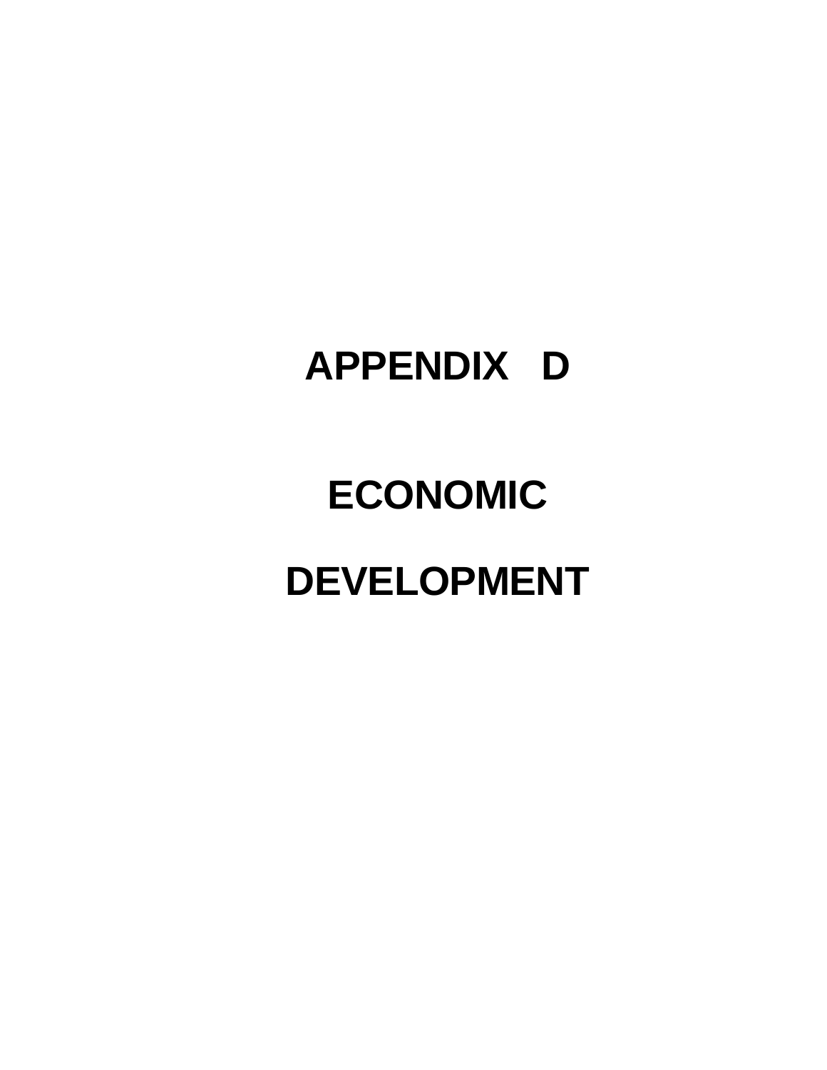# APPENDIX D

# ECONOMIC DEVELOPMENT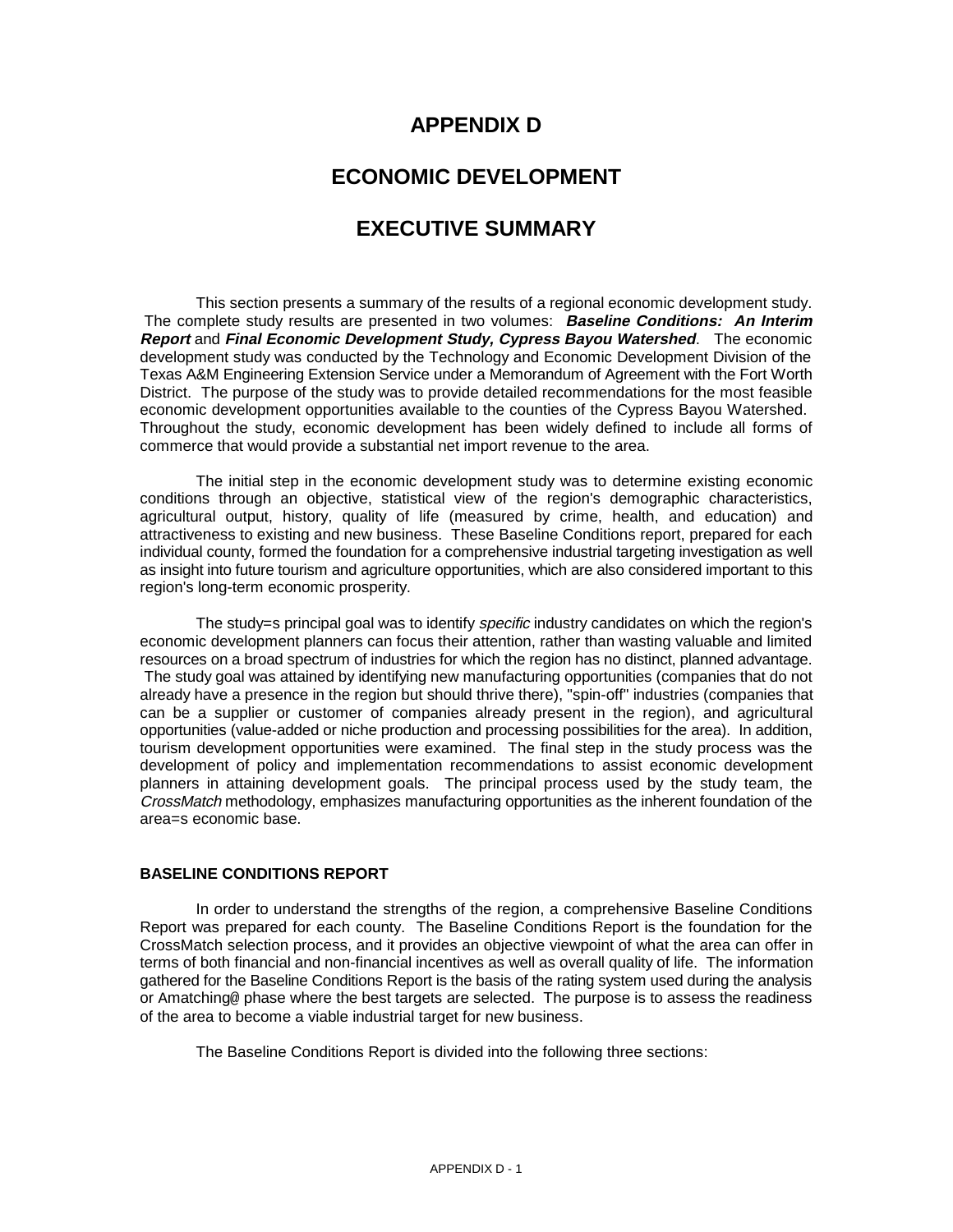# APPENDIX D

# ECONOMIC DEVELOPMENT

# EXECUTIVE SUMMARY

This section presents a summary of the results of a regional economic development study. The complete study results are presented in two volumes: ***Baseline Conditions: An Interim Report*** and ***Final Economic Development Study, Cypress Bayou Watershed***. The economic development study was conducted by the Technology and Economic Development Division of the Texas A&M Engineering Extension Service under a Memorandum of Agreement with the Fort Worth District. The purpose of the study was to provide detailed recommendations for the most feasible economic development opportunities available to the counties of the Cypress Bayou Watershed. Throughout the study, economic development has been widely defined to include all forms of commerce that would provide a substantial net import revenue to the area.

The initial step in the economic development study was to determine existing economic conditions through an objective, statistical view of the region's demographic characteristics, agricultural output, history, quality of life (measured by crime, health, and education) and attractiveness to existing and new business. These Baseline Conditions report, prepared for each individual county, formed the foundation for a comprehensive industrial targeting investigation as well as insight into future tourism and agriculture opportunities, which are also considered important to this region's long-term economic prosperity.

The study=s principal goal was to identify *specific* industry candidates on which the region's economic development planners can focus their attention, rather than wasting valuable and limited resources on a broad spectrum of industries for which the region has no distinct, planned advantage. The study goal was attained by identifying new manufacturing opportunities (companies that do not already have a presence in the region but should thrive there), "spin-off" industries (companies that can be a supplier or customer of companies already present in the region), and agricultural opportunities (value-added or niche production and processing possibilities for the area). In addition, tourism development opportunities were examined. The final step in the study process was the development of policy and implementation recommendations to assist economic development planners in attaining development goals. The principal process used by the study team, the *CrossMatch* methodology, emphasizes manufacturing opportunities as the inherent foundation of the area=s economic base.

## BASELINE CONDITIONS REPORT

In order to understand the strengths of the region, a comprehensive Baseline Conditions Report was prepared for each county. The Baseline Conditions Report is the foundation for the CrossMatch selection process, and it provides an objective viewpoint of what the area can offer in terms of both financial and non-financial incentives as well as overall quality of life. The information gathered for the Baseline Conditions Report is the basis of the rating system used during the analysis or Amatching@ phase where the best targets are selected. The purpose is to assess the readiness of the area to become a viable industrial target for new business.

The Baseline Conditions Report is divided into the following three sections: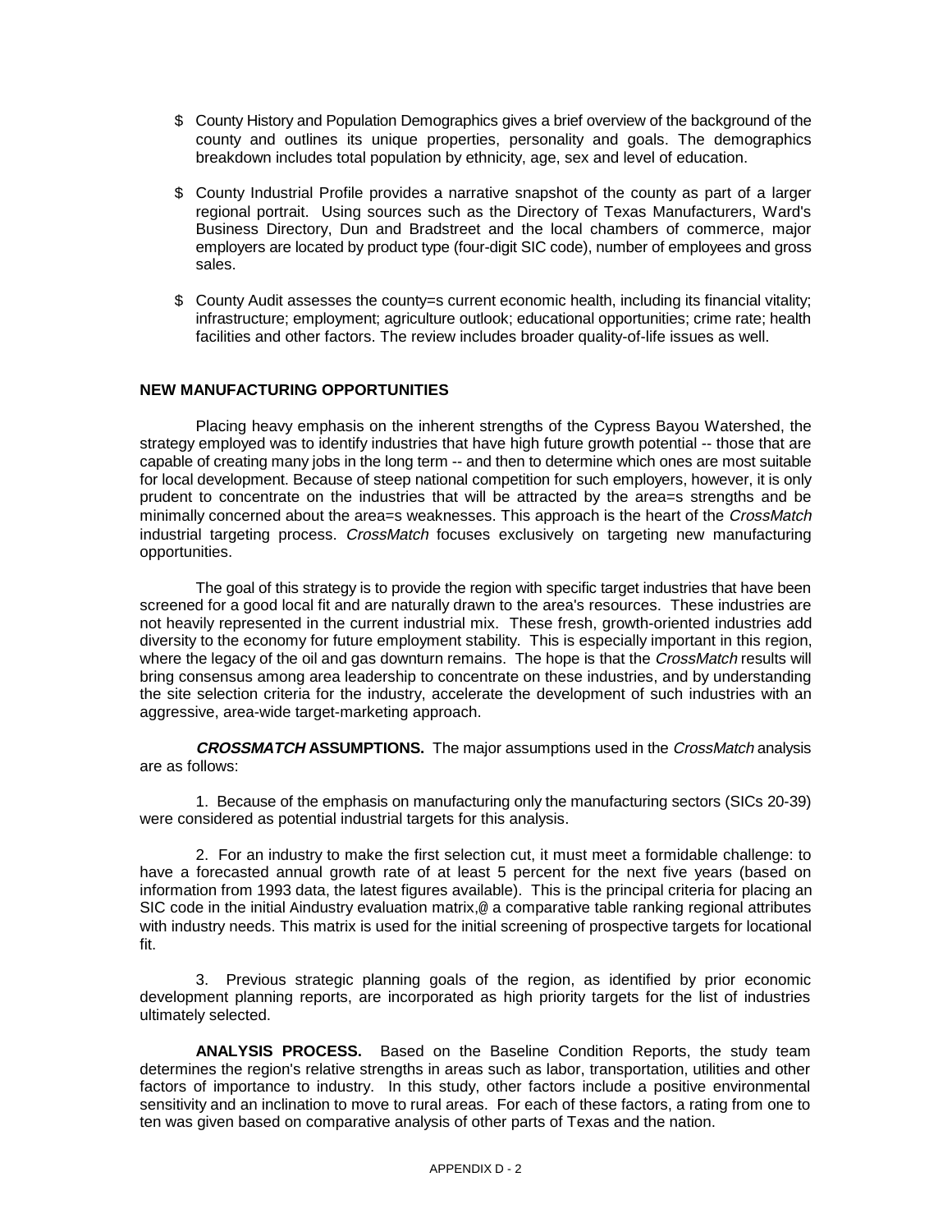- $ County History and Population Demographics gives a brief overview of the background of the county and outlines its unique properties, personality and goals. The demographics breakdown includes total population by ethnicity, age, sex and level of education.

- $ County Industrial Profile provides a narrative snapshot of the county as part of a larger regional portrait. Using sources such as the Directory of Texas Manufacturers, Ward's Business Directory, Dun and Bradstreet and the local chambers of commerce, major employers are located by product type (four-digit SIC code), number of employees and gross sales.

- $ County Audit assesses the county=s current economic health, including its financial vitality; infrastructure; employment; agriculture outlook; educational opportunities; crime rate; health facilities and other factors. The review includes broader quality-of-life issues as well.

**NEW MANUFACTURING OPPORTUNITIES**

Placing heavy emphasis on the inherent strengths of the Cypress Bayou Watershed, the strategy employed was to identify industries that have high future growth potential -- those that are capable of creating many jobs in the long term -- and then to determine which ones are most suitable for local development. Because of steep national competition for such employers, however, it is only prudent to concentrate on the industries that will be attracted by the area=s strengths and be minimally concerned about the area=s weaknesses. This approach is the heart of the *CrossMatch* industrial targeting process. *CrossMatch* focuses exclusively on targeting new manufacturing opportunities.

The goal of this strategy is to provide the region with specific target industries that have been screened for a good local fit and are naturally drawn to the area's resources. These industries are not heavily represented in the current industrial mix. These fresh, growth-oriented industries add diversity to the economy for future employment stability. This is especially important in this region, where the legacy of the oil and gas downturn remains. The hope is that the *CrossMatch* results will bring consensus among area leadership to concentrate on these industries, and by understanding the site selection criteria for the industry, accelerate the development of such industries with an aggressive, area-wide target-marketing approach.

***CROSSMATCH* ASSUMPTIONS.** The major assumptions used in the *CrossMatch* analysis are as follows:

1. Because of the emphasis on manufacturing only the manufacturing sectors (SICs 20-39) were considered as potential industrial targets for this analysis.

2. For an industry to make the first selection cut, it must meet a formidable challenge: to have a forecasted annual growth rate of at least 5 percent for the next five years (based on information from 1993 data, the latest figures available). This is the principal criteria for placing an SIC code in the initial Aindustry evaluation matrix,@ a comparative table ranking regional attributes with industry needs. This matrix is used for the initial screening of prospective targets for locational fit.

3. Previous strategic planning goals of the region, as identified by prior economic development planning reports, are incorporated as high priority targets for the list of industries ultimately selected.

**ANALYSIS PROCESS.** Based on the Baseline Condition Reports, the study team determines the region's relative strengths in areas such as labor, transportation, utilities and other factors of importance to industry. In this study, other factors include a positive environmental sensitivity and an inclination to move to rural areas. For each of these factors, a rating from one to ten was given based on comparative analysis of other parts of Texas and the nation.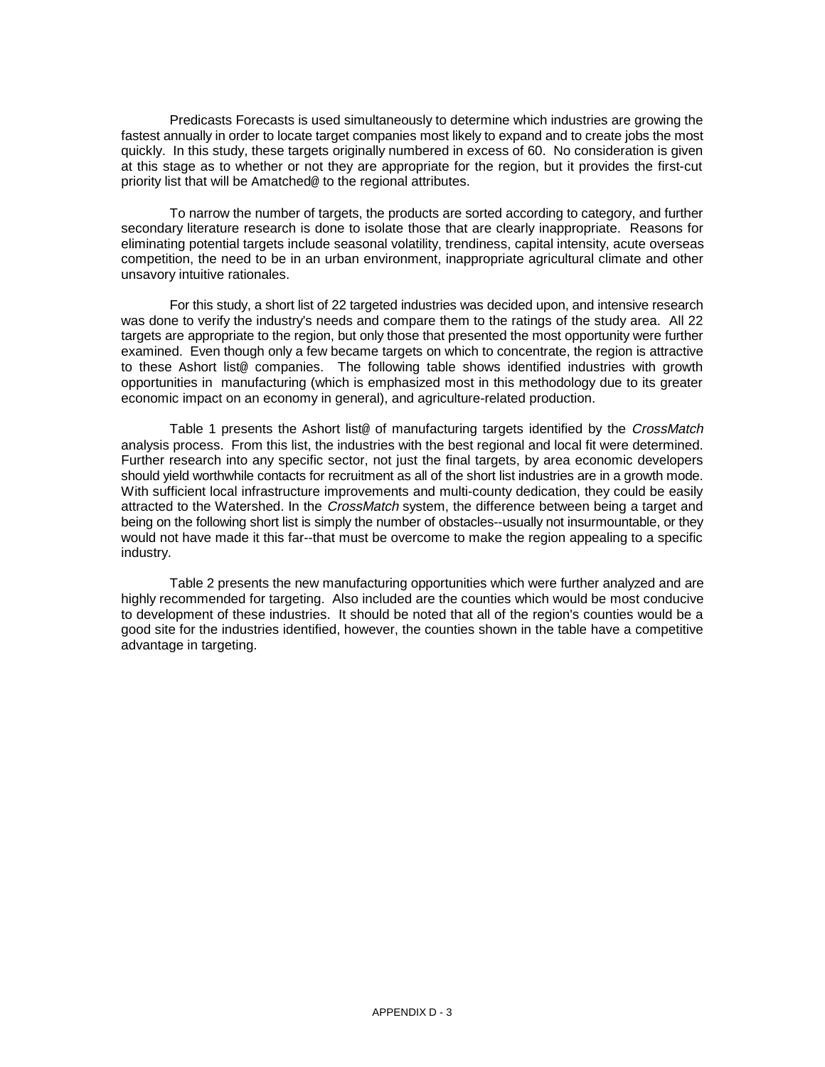Predicasts Forecasts is used simultaneously to determine which industries are growing the fastest annually in order to locate target companies most likely to expand and to create jobs the most quickly. In this study, these targets originally numbered in excess of 60. No consideration is given at this stage as to whether or not they are appropriate for the region, but it provides the first-cut priority list that will be Amatched@ to the regional attributes.

To narrow the number of targets, the products are sorted according to category, and further secondary literature research is done to isolate those that are clearly inappropriate. Reasons for eliminating potential targets include seasonal volatility, trendiness, capital intensity, acute overseas competition, the need to be in an urban environment, inappropriate agricultural climate and other unsavory intuitive rationales.

For this study, a short list of 22 targeted industries was decided upon, and intensive research was done to verify the industry's needs and compare them to the ratings of the study area. All 22 targets are appropriate to the region, but only those that presented the most opportunity were further examined. Even though only a few became targets on which to concentrate, the region is attractive to these Ashort list@ companies. The following table shows identified industries with growth opportunities in manufacturing (which is emphasized most in this methodology due to its greater economic impact on an economy in general), and agriculture-related production.

Table 1 presents the Ashort list@ of manufacturing targets identified by the *CrossMatch* analysis process. From this list, the industries with the best regional and local fit were determined. Further research into any specific sector, not just the final targets, by area economic developers should yield worthwhile contacts for recruitment as all of the short list industries are in a growth mode. With sufficient local infrastructure improvements and multi-county dedication, they could be easily attracted to the Watershed. In the *CrossMatch* system, the difference between being a target and being on the following short list is simply the number of obstacles--usually not insurmountable, or they would not have made it this far--that must be overcome to make the region appealing to a specific industry.

Table 2 presents the new manufacturing opportunities which were further analyzed and are highly recommended for targeting. Also included are the counties which would be most conducive to development of these industries. It should be noted that all of the region's counties would be a good site for the industries identified, however, the counties shown in the table have a competitive advantage in targeting.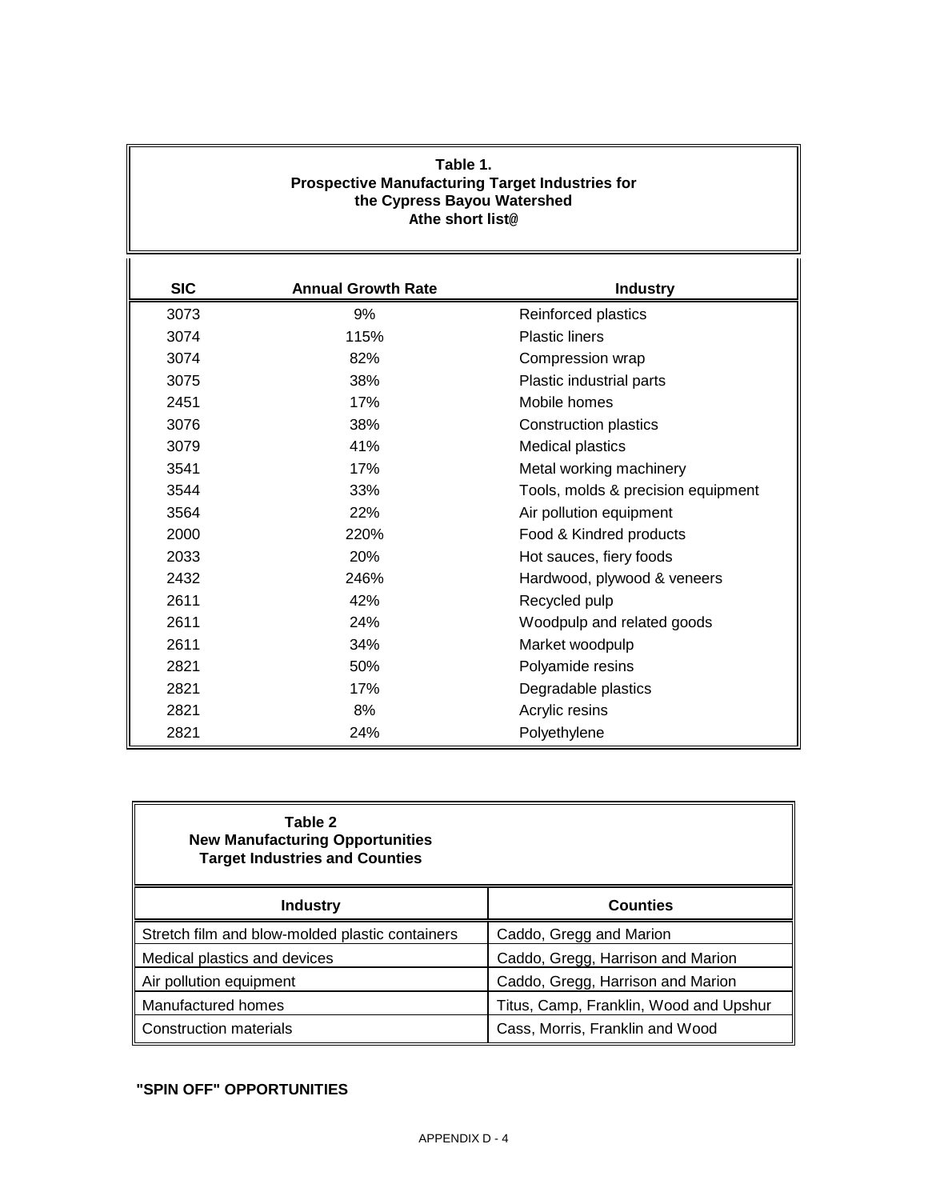**Table 1.**
**Prospective Manufacturing Target Industries for the Cypress Bayou Watershed**
**Athe short list@**

| SIC | Annual Growth Rate | Industry |
|---|---|---|
| 3073 | 9% | Reinforced plastics |
| 3074 | 115% | Plastic liners |
| 3074 | 82% | Compression wrap |
| 3075 | 38% | Plastic industrial parts |
| 2451 | 17% | Mobile homes |
| 3076 | 38% | Construction plastics |
| 3079 | 41% | Medical plastics |
| 3541 | 17% | Metal working machinery |
| 3544 | 33% | Tools, molds & precision equipment |
| 3564 | 22% | Air pollution equipment |
| 2000 | 220% | Food & Kindred products |
| 2033 | 20% | Hot sauces, fiery foods |
| 2432 | 246% | Hardwood, plywood & veneers |
| 2611 | 42% | Recycled pulp |
| 2611 | 24% | Woodpulp and related goods |
| 2611 | 34% | Market woodpulp |
| 2821 | 50% | Polyamide resins |
| 2821 | 17% | Degradable plastics |
| 2821 | 8% | Acrylic resins |
| 2821 | 24% | Polyethylene |

**Table 2**
**New Manufacturing Opportunities**
**Target Industries and Counties**

| Industry | Counties |
|---|---|
| Stretch film and blow-molded plastic containers | Caddo, Gregg and Marion |
| Medical plastics and devices | Caddo, Gregg, Harrison and Marion |
| Air pollution equipment | Caddo, Gregg, Harrison and Marion |
| Manufactured homes | Titus, Camp, Franklin, Wood and Upshur |
| Construction materials | Cass, Morris, Franklin and Wood |

**"SPIN OFF" OPPORTUNITIES**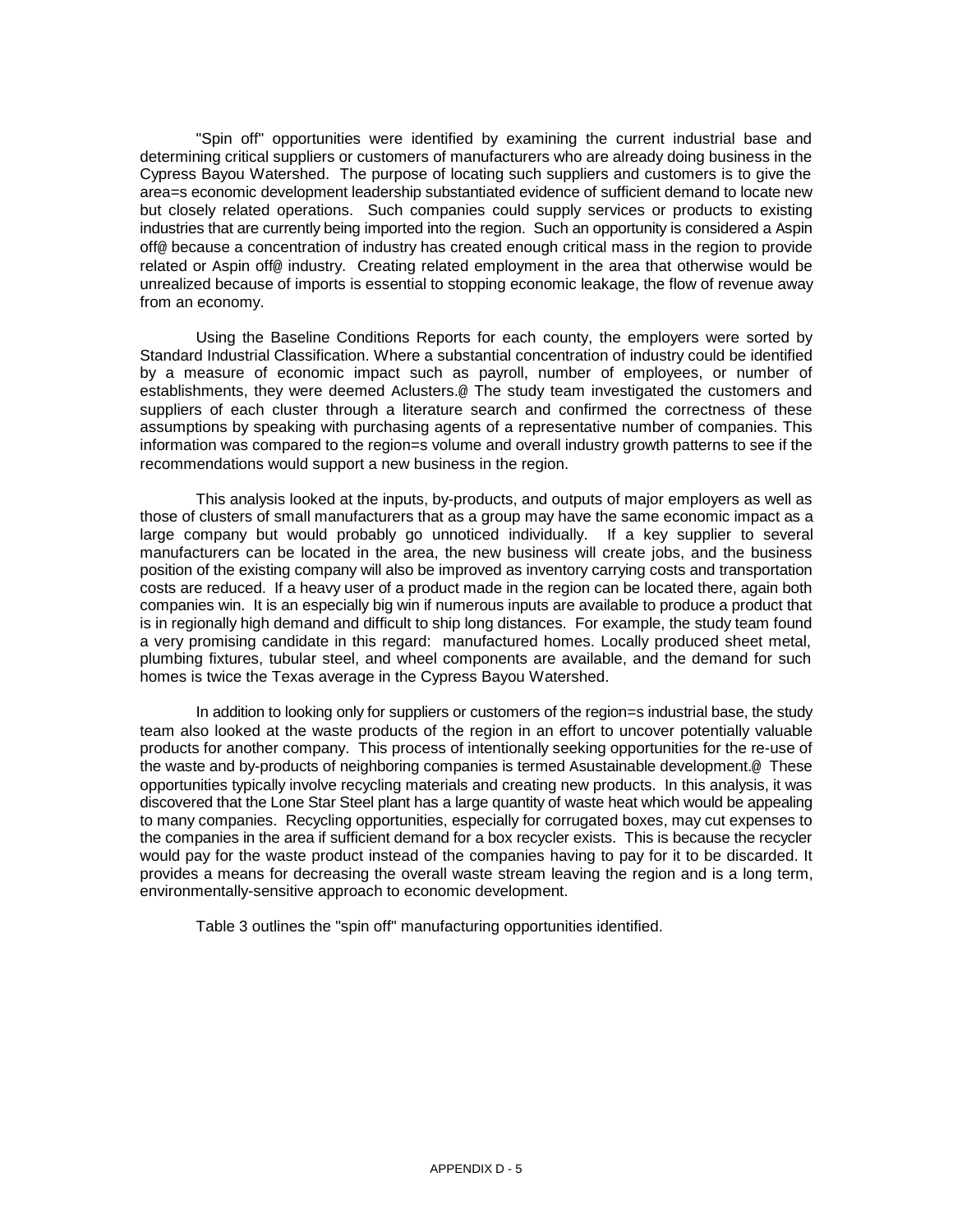"Spin off" opportunities were identified by examining the current industrial base and determining critical suppliers or customers of manufacturers who are already doing business in the Cypress Bayou Watershed. The purpose of locating such suppliers and customers is to give the area=s economic development leadership substantiated evidence of sufficient demand to locate new but closely related operations. Such companies could supply services or products to existing industries that are currently being imported into the region. Such an opportunity is considered a Aspin off@ because a concentration of industry has created enough critical mass in the region to provide related or Aspin off@ industry. Creating related employment in the area that otherwise would be unrealized because of imports is essential to stopping economic leakage, the flow of revenue away from an economy.

Using the Baseline Conditions Reports for each county, the employers were sorted by Standard Industrial Classification. Where a substantial concentration of industry could be identified by a measure of economic impact such as payroll, number of employees, or number of establishments, they were deemed Aclusters.@ The study team investigated the customers and suppliers of each cluster through a literature search and confirmed the correctness of these assumptions by speaking with purchasing agents of a representative number of companies. This information was compared to the region=s volume and overall industry growth patterns to see if the recommendations would support a new business in the region.

This analysis looked at the inputs, by-products, and outputs of major employers as well as those of clusters of small manufacturers that as a group may have the same economic impact as a large company but would probably go unnoticed individually. If a key supplier to several manufacturers can be located in the area, the new business will create jobs, and the business position of the existing company will also be improved as inventory carrying costs and transportation costs are reduced. If a heavy user of a product made in the region can be located there, again both companies win. It is an especially big win if numerous inputs are available to produce a product that is in regionally high demand and difficult to ship long distances. For example, the study team found a very promising candidate in this regard: manufactured homes. Locally produced sheet metal, plumbing fixtures, tubular steel, and wheel components are available, and the demand for such homes is twice the Texas average in the Cypress Bayou Watershed.

In addition to looking only for suppliers or customers of the region=s industrial base, the study team also looked at the waste products of the region in an effort to uncover potentially valuable products for another company. This process of intentionally seeking opportunities for the re-use of the waste and by-products of neighboring companies is termed Asustainable development.@ These opportunities typically involve recycling materials and creating new products. In this analysis, it was discovered that the Lone Star Steel plant has a large quantity of waste heat which would be appealing to many companies. Recycling opportunities, especially for corrugated boxes, may cut expenses to the companies in the area if sufficient demand for a box recycler exists. This is because the recycler would pay for the waste product instead of the companies having to pay for it to be discarded. It provides a means for decreasing the overall waste stream leaving the region and is a long term, environmentally-sensitive approach to economic development.

Table 3 outlines the "spin off" manufacturing opportunities identified.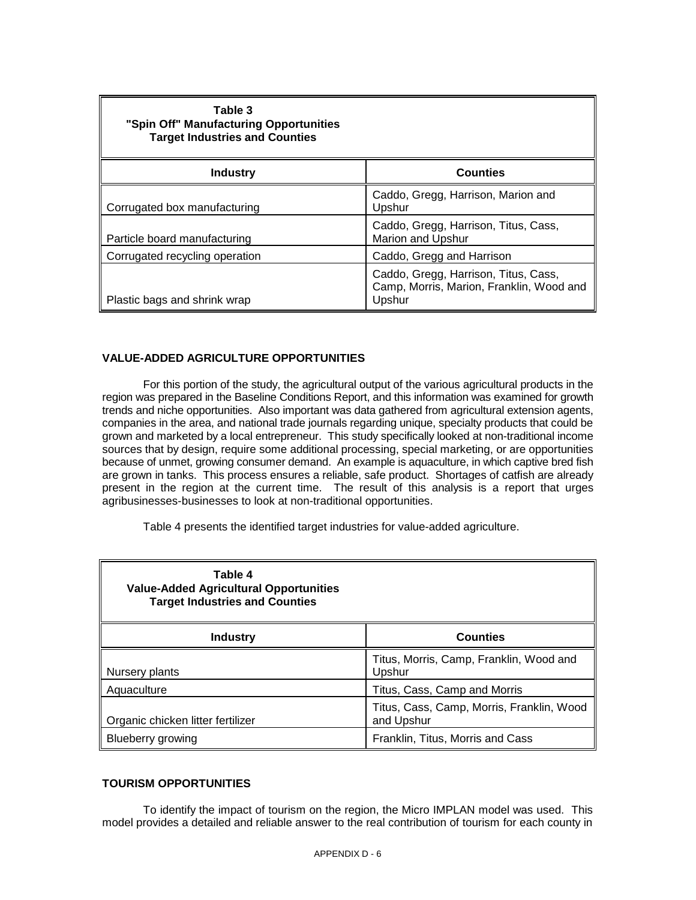**Table 3**
**"Spin Off" Manufacturing Opportunities**
**Target Industries and Counties**

| Industry | Counties |
|---|---|
| Corrugated box manufacturing | Caddo, Gregg, Harrison, Marion and Upshur |
| Particle board manufacturing | Caddo, Gregg, Harrison, Titus, Cass, Marion and Upshur |
| Corrugated recycling operation | Caddo, Gregg and Harrison |
| Plastic bags and shrink wrap | Caddo, Gregg, Harrison, Titus, Cass, Camp, Morris, Marion, Franklin, Wood and Upshur |

## VALUE-ADDED AGRICULTURE OPPORTUNITIES

For this portion of the study, the agricultural output of the various agricultural products in the region was prepared in the Baseline Conditions Report, and this information was examined for growth trends and niche opportunities. Also important was data gathered from agricultural extension agents, companies in the area, and national trade journals regarding unique, specialty products that could be grown and marketed by a local entrepreneur. This study specifically looked at non-traditional income sources that by design, require some additional processing, special marketing, or are opportunities because of unmet, growing consumer demand. An example is aquaculture, in which captive bred fish are grown in tanks. This process ensures a reliable, safe product. Shortages of catfish are already present in the region at the current time. The result of this analysis is a report that urges agribusinesses-businesses to look at non-traditional opportunities.

Table 4 presents the identified target industries for value-added agriculture.

**Table 4**
**Value-Added Agricultural Opportunities**
**Target Industries and Counties**

| Industry | Counties |
|---|---|
| Nursery plants | Titus, Morris, Camp, Franklin, Wood and Upshur |
| Aquaculture | Titus, Cass, Camp and Morris |
| Organic chicken litter fertilizer | Titus, Cass, Camp, Morris, Franklin, Wood and Upshur |
| Blueberry growing | Franklin, Titus, Morris and Cass |

## TOURISM OPPORTUNITIES

To identify the impact of tourism on the region, the Micro IMPLAN model was used. This model provides a detailed and reliable answer to the real contribution of tourism for each county in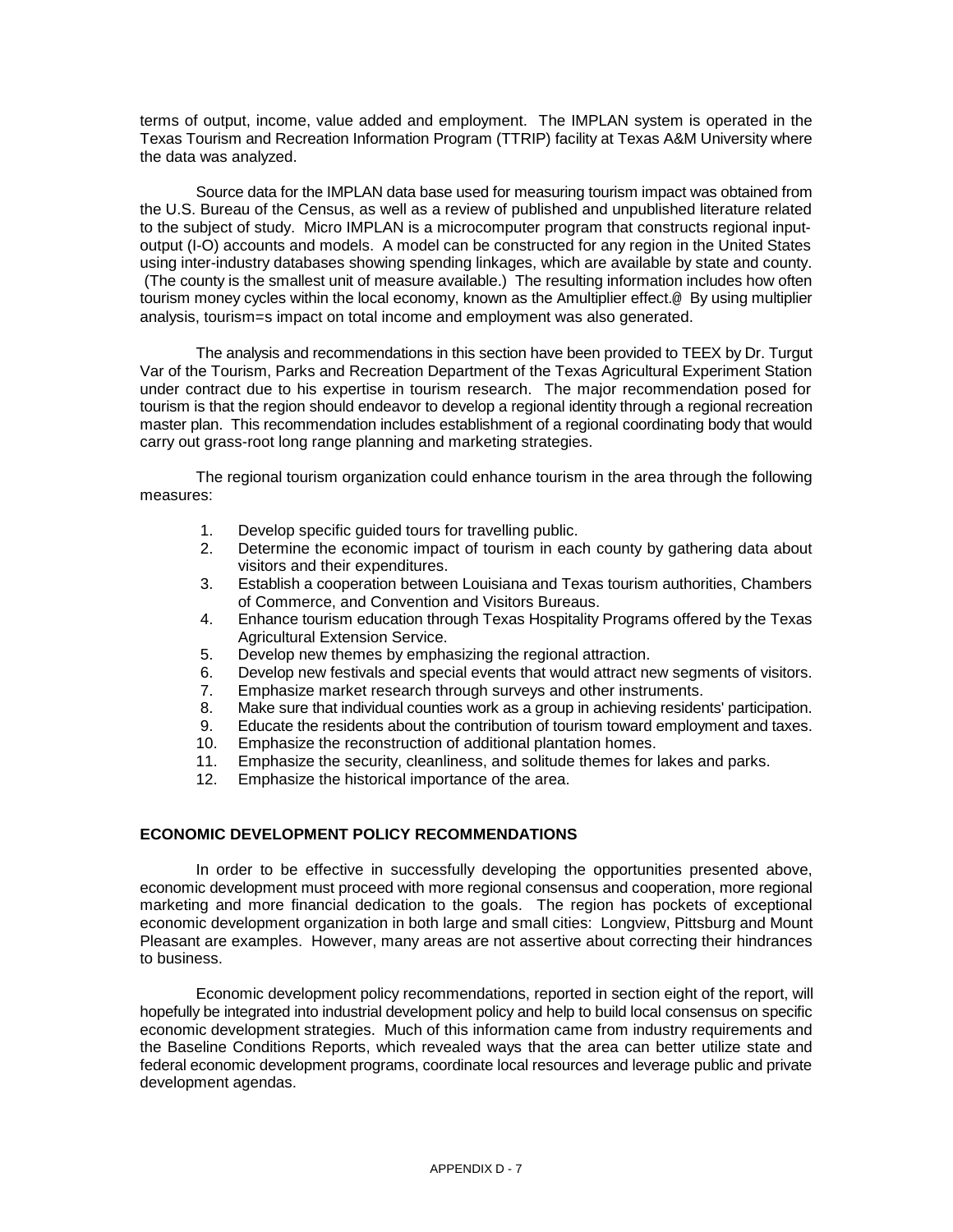terms of output, income, value added and employment. The IMPLAN system is operated in the Texas Tourism and Recreation Information Program (TTRIP) facility at Texas A&M University where the data was analyzed.

Source data for the IMPLAN data base used for measuring tourism impact was obtained from the U.S. Bureau of the Census, as well as a review of published and unpublished literature related to the subject of study. Micro IMPLAN is a microcomputer program that constructs regional input-output (I-O) accounts and models. A model can be constructed for any region in the United States using inter-industry databases showing spending linkages, which are available by state and county. (The county is the smallest unit of measure available.) The resulting information includes how often tourism money cycles within the local economy, known as the Amultiplier effect.@ By using multiplier analysis, tourism=s impact on total income and employment was also generated.

The analysis and recommendations in this section have been provided to TEEX by Dr. Turgut Var of the Tourism, Parks and Recreation Department of the Texas Agricultural Experiment Station under contract due to his expertise in tourism research. The major recommendation posed for tourism is that the region should endeavor to develop a regional identity through a regional recreation master plan. This recommendation includes establishment of a regional coordinating body that would carry out grass-root long range planning and marketing strategies.

The regional tourism organization could enhance tourism in the area through the following measures:

1. Develop specific guided tours for travelling public.
2. Determine the economic impact of tourism in each county by gathering data about visitors and their expenditures.
3. Establish a cooperation between Louisiana and Texas tourism authorities, Chambers of Commerce, and Convention and Visitors Bureaus.
4. Enhance tourism education through Texas Hospitality Programs offered by the Texas Agricultural Extension Service.
5. Develop new themes by emphasizing the regional attraction.
6. Develop new festivals and special events that would attract new segments of visitors.
7. Emphasize market research through surveys and other instruments.
8. Make sure that individual counties work as a group in achieving residents' participation.
9. Educate the residents about the contribution of tourism toward employment and taxes.
10. Emphasize the reconstruction of additional plantation homes.
11. Emphasize the security, cleanliness, and solitude themes for lakes and parks.
12. Emphasize the historical importance of the area.

## ECONOMIC DEVELOPMENT POLICY RECOMMENDATIONS

In order to be effective in successfully developing the opportunities presented above, economic development must proceed with more regional consensus and cooperation, more regional marketing and more financial dedication to the goals. The region has pockets of exceptional economic development organization in both large and small cities: Longview, Pittsburg and Mount Pleasant are examples. However, many areas are not assertive about correcting their hindrances to business.

Economic development policy recommendations, reported in section eight of the report, will hopefully be integrated into industrial development policy and help to build local consensus on specific economic development strategies. Much of this information came from industry requirements and the Baseline Conditions Reports, which revealed ways that the area can better utilize state and federal economic development programs, coordinate local resources and leverage public and private development agendas.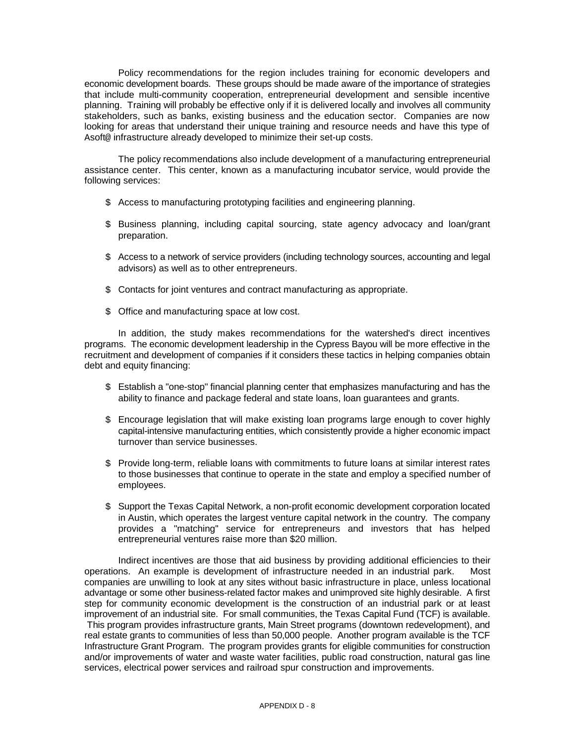Policy recommendations for the region includes training for economic developers and economic development boards. These groups should be made aware of the importance of strategies that include multi-community cooperation, entrepreneurial development and sensible incentive planning. Training will probably be effective only if it is delivered locally and involves all community stakeholders, such as banks, existing business and the education sector. Companies are now looking for areas that understand their unique training and resource needs and have this type of Asoft@ infrastructure already developed to minimize their set-up costs.

The policy recommendations also include development of a manufacturing entrepreneurial assistance center. This center, known as a manufacturing incubator service, would provide the following services:

$ Access to manufacturing prototyping facilities and engineering planning.

$ Business planning, including capital sourcing, state agency advocacy and loan/grant preparation.

$ Access to a network of service providers (including technology sources, accounting and legal advisors) as well as to other entrepreneurs.

$ Contacts for joint ventures and contract manufacturing as appropriate.

$ Office and manufacturing space at low cost.

In addition, the study makes recommendations for the watershed's direct incentives programs. The economic development leadership in the Cypress Bayou will be more effective in the recruitment and development of companies if it considers these tactics in helping companies obtain debt and equity financing:

$ Establish a "one-stop" financial planning center that emphasizes manufacturing and has the ability to finance and package federal and state loans, loan guarantees and grants.

$ Encourage legislation that will make existing loan programs large enough to cover highly capital-intensive manufacturing entities, which consistently provide a higher economic impact turnover than service businesses.

$ Provide long-term, reliable loans with commitments to future loans at similar interest rates to those businesses that continue to operate in the state and employ a specified number of employees.

$ Support the Texas Capital Network, a non-profit economic development corporation located in Austin, which operates the largest venture capital network in the country. The company provides a "matching" service for entrepreneurs and investors that has helped entrepreneurial ventures raise more than $20 million.

Indirect incentives are those that aid business by providing additional efficiencies to their operations. An example is development of infrastructure needed in an industrial park. Most companies are unwilling to look at any sites without basic infrastructure in place, unless locational advantage or some other business-related factor makes and unimproved site highly desirable. A first step for community economic development is the construction of an industrial park or at least improvement of an industrial site. For small communities, the Texas Capital Fund (TCF) is available. This program provides infrastructure grants, Main Street programs (downtown redevelopment), and real estate grants to communities of less than 50,000 people. Another program available is the TCF Infrastructure Grant Program. The program provides grants for eligible communities for construction and/or improvements of water and waste water facilities, public road construction, natural gas line services, electrical power services and railroad spur construction and improvements.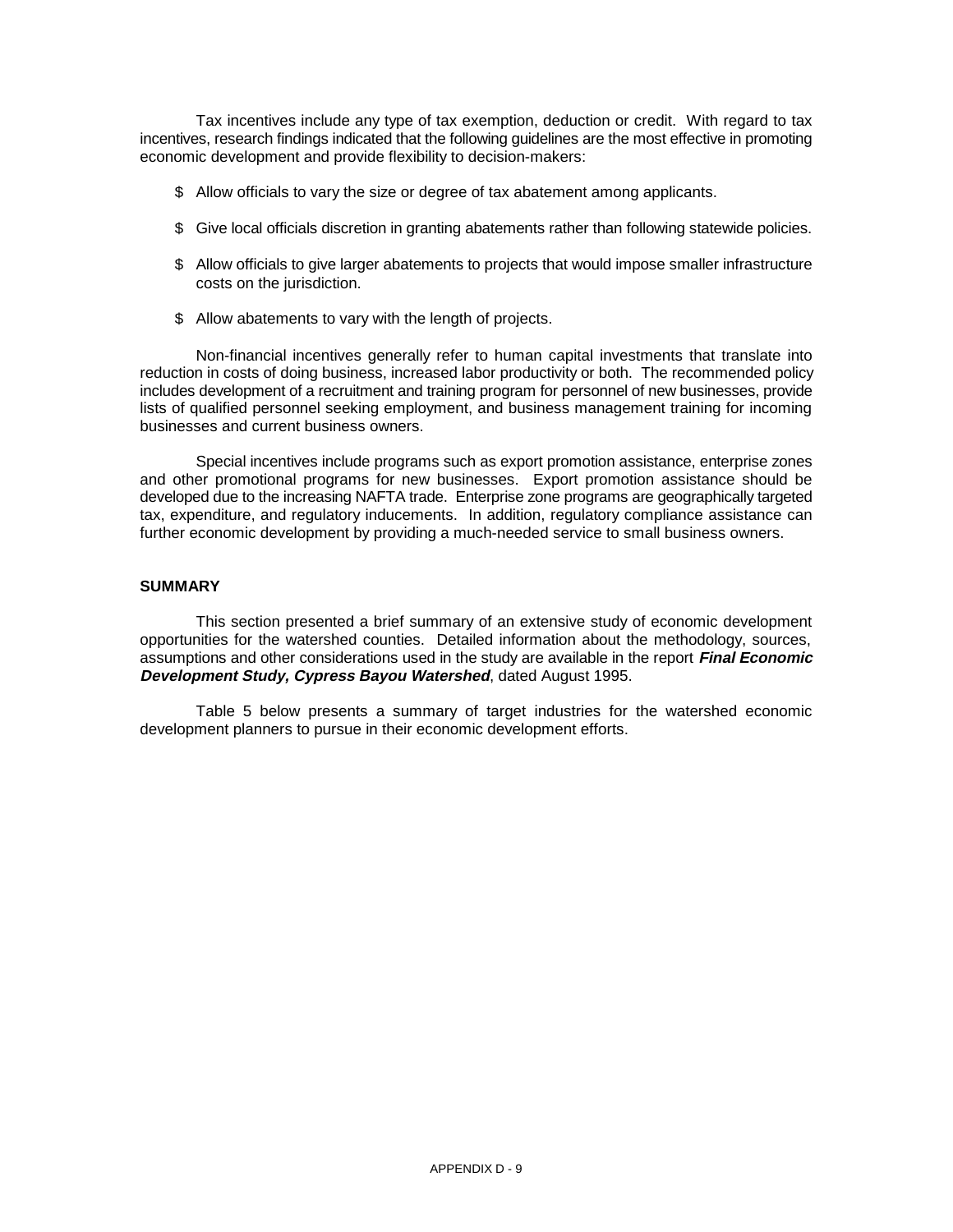Tax incentives include any type of tax exemption, deduction or credit. With regard to tax incentives, research findings indicated that the following guidelines are the most effective in promoting economic development and provide flexibility to decision-makers:

- Allow officials to vary the size or degree of tax abatement among applicants.
- Give local officials discretion in granting abatements rather than following statewide policies.
- Allow officials to give larger abatements to projects that would impose smaller infrastructure costs on the jurisdiction.
- Allow abatements to vary with the length of projects.

Non-financial incentives generally refer to human capital investments that translate into reduction in costs of doing business, increased labor productivity or both. The recommended policy includes development of a recruitment and training program for personnel of new businesses, provide lists of qualified personnel seeking employment, and business management training for incoming businesses and current business owners.

Special incentives include programs such as export promotion assistance, enterprise zones and other promotional programs for new businesses. Export promotion assistance should be developed due to the increasing NAFTA trade. Enterprise zone programs are geographically targeted tax, expenditure, and regulatory inducements. In addition, regulatory compliance assistance can further economic development by providing a much-needed service to small business owners.

**SUMMARY**

This section presented a brief summary of an extensive study of economic development opportunities for the watershed counties. Detailed information about the methodology, sources, assumptions and other considerations used in the study are available in the report ***Final Economic Development Study, Cypress Bayou Watershed***, dated August 1995.

Table 5 below presents a summary of target industries for the watershed economic development planners to pursue in their economic development efforts.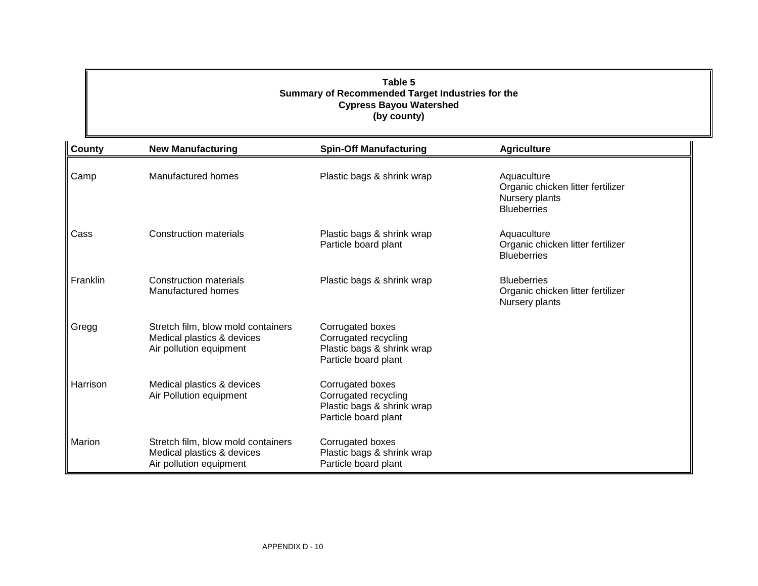**Table 5**
**Summary of Recommended Target Industries for the**
**Cypress Bayou Watershed**
**(by county)**

| County | New Manufacturing | Spin-Off Manufacturing | Agriculture |
|---|---|---|---|
| Camp | Manufactured homes | Plastic bags & shrink wrap | Aquaculture<br>Organic chicken litter fertilizer<br>Nursery plants<br>Blueberries |
| Cass | Construction materials | Plastic bags & shrink wrap<br>Particle board plant | Aquaculture<br>Organic chicken litter fertilizer<br>Blueberries |
| Franklin | Construction materials<br>Manufactured homes | Plastic bags & shrink wrap | Blueberries<br>Organic chicken litter fertilizer<br>Nursery plants |
| Gregg | Stretch film, blow mold containers<br>Medical plastics & devices<br>Air pollution equipment | Corrugated boxes<br>Corrugated recycling<br>Plastic bags & shrink wrap<br>Particle board plant | |
| Harrison | Medical plastics & devices<br>Air Pollution equipment | Corrugated boxes<br>Corrugated recycling<br>Plastic bags & shrink wrap<br>Particle board plant | |
| Marion | Stretch film, blow mold containers<br>Medical plastics & devices<br>Air pollution equipment | Corrugated boxes<br>Plastic bags & shrink wrap<br>Particle board plant | |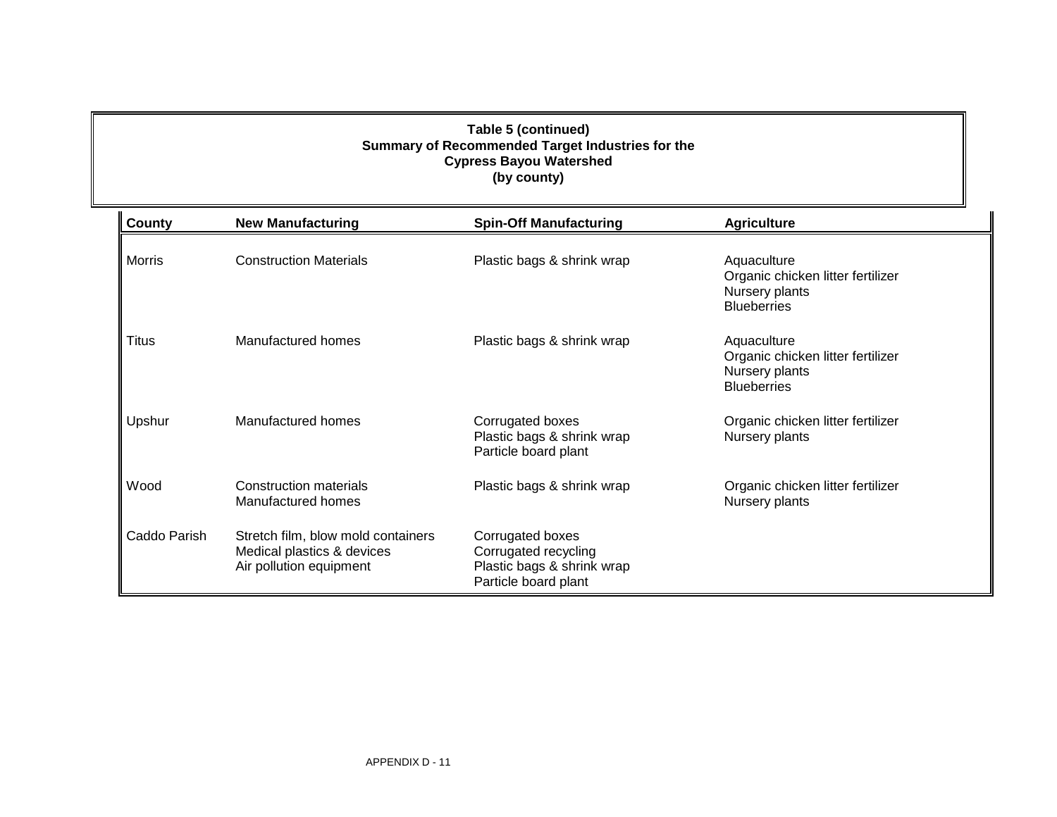**Table 5 (continued)**
**Summary of Recommended Target Industries for the**
**Cypress Bayou Watershed**
**(by county)**

| County | New Manufacturing | Spin-Off Manufacturing | Agriculture |
|---|---|---|---|
| Morris | Construction Materials | Plastic bags & shrink wrap | Aquaculture<br>Organic chicken litter fertilizer<br>Nursery plants<br>Blueberries |
| Titus | Manufactured homes | Plastic bags & shrink wrap | Aquaculture<br>Organic chicken litter fertilizer<br>Nursery plants<br>Blueberries |
| Upshur | Manufactured homes | Corrugated boxes<br>Plastic bags & shrink wrap<br>Particle board plant | Organic chicken litter fertilizer<br>Nursery plants |
| Wood | Construction materials<br>Manufactured homes | Plastic bags & shrink wrap | Organic chicken litter fertilizer<br>Nursery plants |
| Caddo Parish | Stretch film, blow mold containers<br>Medical plastics & devices<br>Air pollution equipment | Corrugated boxes<br>Corrugated recycling<br>Plastic bags & shrink wrap<br>Particle board plant | |

APPENDIX D - 11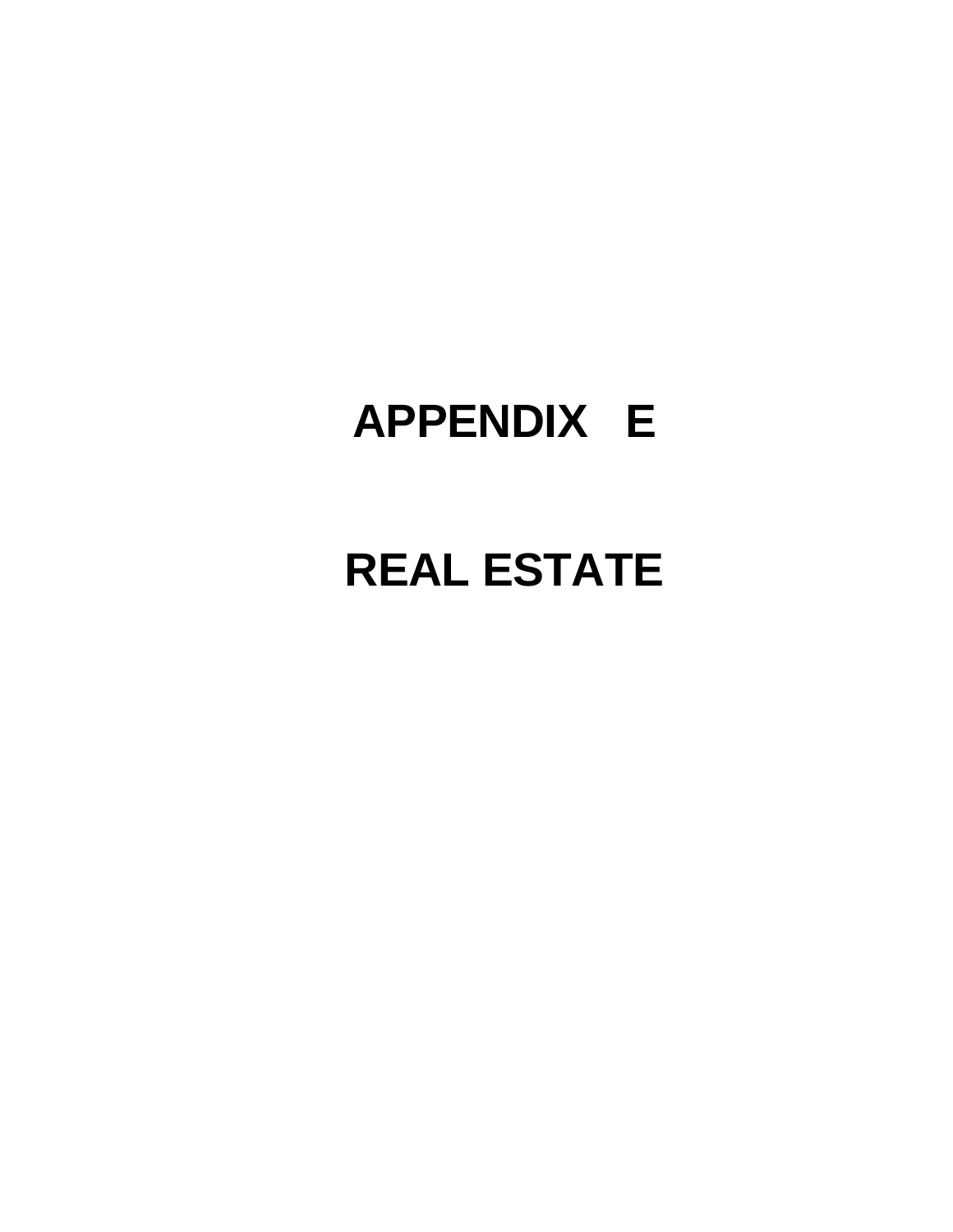# APPENDIX E

# REAL ESTATE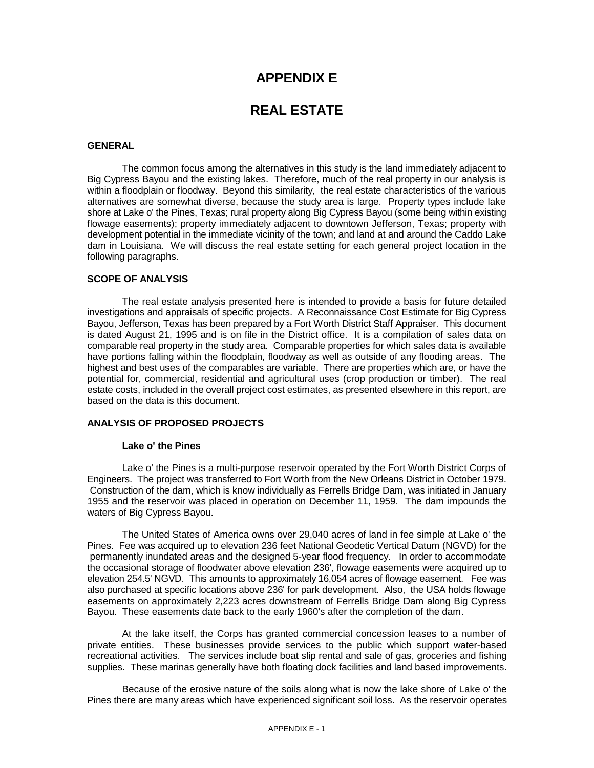# APPENDIX E

# REAL ESTATE

### GENERAL

The common focus among the alternatives in this study is the land immediately adjacent to Big Cypress Bayou and the existing lakes. Therefore, much of the real property in our analysis is within a floodplain or floodway. Beyond this similarity, the real estate characteristics of the various alternatives are somewhat diverse, because the study area is large. Property types include lake shore at Lake o' the Pines, Texas; rural property along Big Cypress Bayou (some being within existing flowage easements); property immediately adjacent to downtown Jefferson, Texas; property with development potential in the immediate vicinity of the town; and land at and around the Caddo Lake dam in Louisiana. We will discuss the real estate setting for each general project location in the following paragraphs.

### SCOPE OF ANALYSIS

The real estate analysis presented here is intended to provide a basis for future detailed investigations and appraisals of specific projects. A Reconnaissance Cost Estimate for Big Cypress Bayou, Jefferson, Texas has been prepared by a Fort Worth District Staff Appraiser. This document is dated August 21, 1995 and is on file in the District office. It is a compilation of sales data on comparable real property in the study area. Comparable properties for which sales data is available have portions falling within the floodplain, floodway as well as outside of any flooding areas. The highest and best uses of the comparables are variable. There are properties which are, or have the potential for, commercial, residential and agricultural uses (crop production or timber). The real estate costs, included in the overall project cost estimates, as presented elsewhere in this report, are based on the data is this document.

### ANALYSIS OF PROPOSED PROJECTS

#### Lake o' the Pines

Lake o' the Pines is a multi-purpose reservoir operated by the Fort Worth District Corps of Engineers. The project was transferred to Fort Worth from the New Orleans District in October 1979. Construction of the dam, which is know individually as Ferrells Bridge Dam, was initiated in January 1955 and the reservoir was placed in operation on December 11, 1959. The dam impounds the waters of Big Cypress Bayou.

The United States of America owns over 29,040 acres of land in fee simple at Lake o' the Pines. Fee was acquired up to elevation 236 feet National Geodetic Vertical Datum (NGVD) for the permanently inundated areas and the designed 5-year flood frequency. In order to accommodate the occasional storage of floodwater above elevation 236', flowage easements were acquired up to elevation 254.5' NGVD. This amounts to approximately 16,054 acres of flowage easement. Fee was also purchased at specific locations above 236' for park development. Also, the USA holds flowage easements on approximately 2,223 acres downstream of Ferrells Bridge Dam along Big Cypress Bayou. These easements date back to the early 1960's after the completion of the dam.

At the lake itself, the Corps has granted commercial concession leases to a number of private entities. These businesses provide services to the public which support water-based recreational activities. The services include boat slip rental and sale of gas, groceries and fishing supplies. These marinas generally have both floating dock facilities and land based improvements.

Because of the erosive nature of the soils along what is now the lake shore of Lake o' the Pines there are many areas which have experienced significant soil loss. As the reservoir operates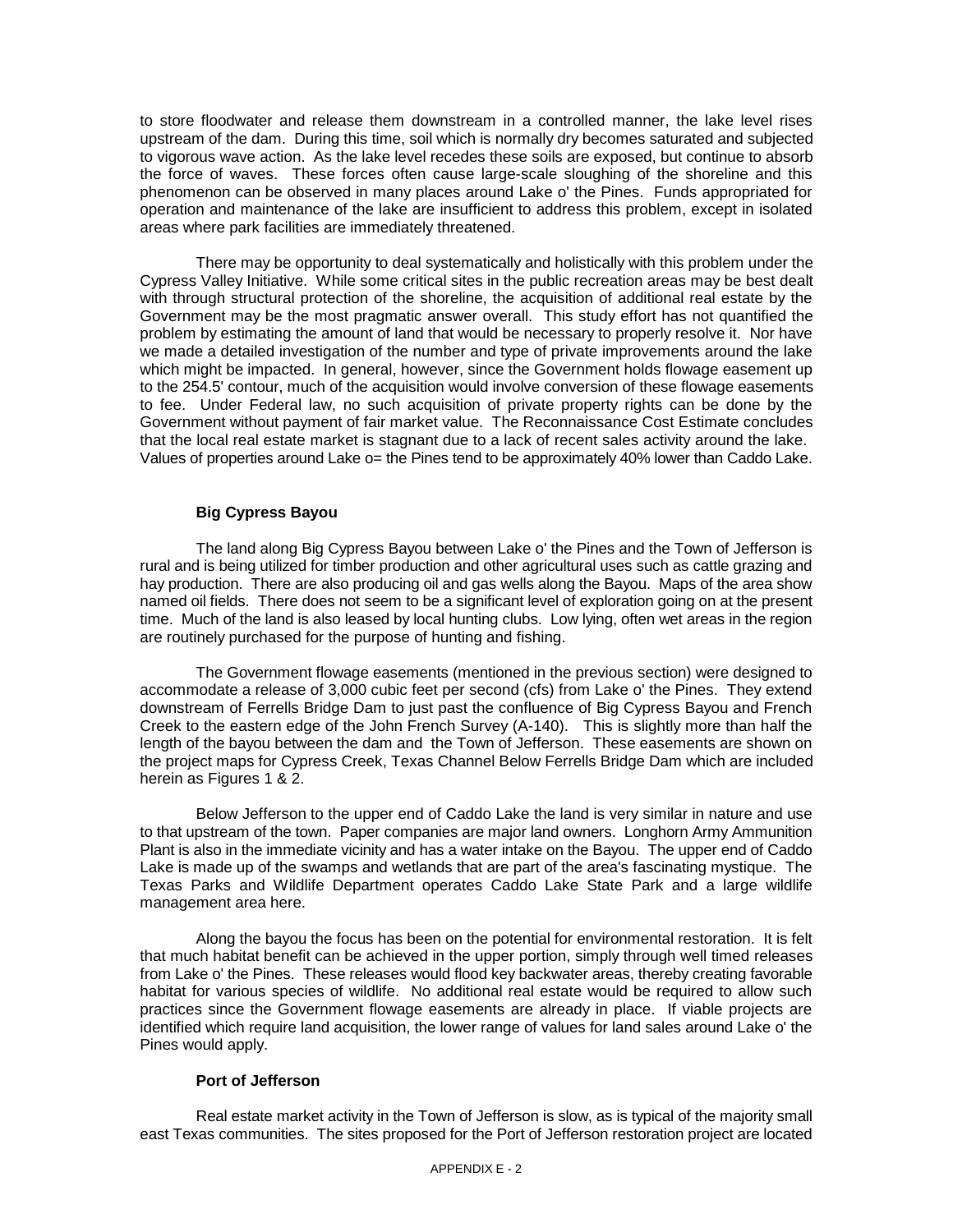to store floodwater and release them downstream in a controlled manner, the lake level rises upstream of the dam. During this time, soil which is normally dry becomes saturated and subjected to vigorous wave action. As the lake level recedes these soils are exposed, but continue to absorb the force of waves. These forces often cause large-scale sloughing of the shoreline and this phenomenon can be observed in many places around Lake o' the Pines. Funds appropriated for operation and maintenance of the lake are insufficient to address this problem, except in isolated areas where park facilities are immediately threatened.

There may be opportunity to deal systematically and holistically with this problem under the Cypress Valley Initiative. While some critical sites in the public recreation areas may be best dealt with through structural protection of the shoreline, the acquisition of additional real estate by the Government may be the most pragmatic answer overall. This study effort has not quantified the problem by estimating the amount of land that would be necessary to properly resolve it. Nor have we made a detailed investigation of the number and type of private improvements around the lake which might be impacted. In general, however, since the Government holds flowage easement up to the 254.5' contour, much of the acquisition would involve conversion of these flowage easements to fee. Under Federal law, no such acquisition of private property rights can be done by the Government without payment of fair market value. The Reconnaissance Cost Estimate concludes that the local real estate market is stagnant due to a lack of recent sales activity around the lake. Values of properties around Lake o= the Pines tend to be approximately 40% lower than Caddo Lake.

**Big Cypress Bayou**

The land along Big Cypress Bayou between Lake o' the Pines and the Town of Jefferson is rural and is being utilized for timber production and other agricultural uses such as cattle grazing and hay production. There are also producing oil and gas wells along the Bayou. Maps of the area show named oil fields. There does not seem to be a significant level of exploration going on at the present time. Much of the land is also leased by local hunting clubs. Low lying, often wet areas in the region are routinely purchased for the purpose of hunting and fishing.

The Government flowage easements (mentioned in the previous section) were designed to accommodate a release of 3,000 cubic feet per second (cfs) from Lake o' the Pines. They extend downstream of Ferrells Bridge Dam to just past the confluence of Big Cypress Bayou and French Creek to the eastern edge of the John French Survey (A-140). This is slightly more than half the length of the bayou between the dam and the Town of Jefferson. These easements are shown on the project maps for Cypress Creek, Texas Channel Below Ferrells Bridge Dam which are included herein as Figures 1 & 2.

Below Jefferson to the upper end of Caddo Lake the land is very similar in nature and use to that upstream of the town. Paper companies are major land owners. Longhorn Army Ammunition Plant is also in the immediate vicinity and has a water intake on the Bayou. The upper end of Caddo Lake is made up of the swamps and wetlands that are part of the area's fascinating mystique. The Texas Parks and Wildlife Department operates Caddo Lake State Park and a large wildlife management area here.

Along the bayou the focus has been on the potential for environmental restoration. It is felt that much habitat benefit can be achieved in the upper portion, simply through well timed releases from Lake o' the Pines. These releases would flood key backwater areas, thereby creating favorable habitat for various species of wildlife. No additional real estate would be required to allow such practices since the Government flowage easements are already in place. If viable projects are identified which require land acquisition, the lower range of values for land sales around Lake o' the Pines would apply.

**Port of Jefferson**

Real estate market activity in the Town of Jefferson is slow, as is typical of the majority small east Texas communities. The sites proposed for the Port of Jefferson restoration project are located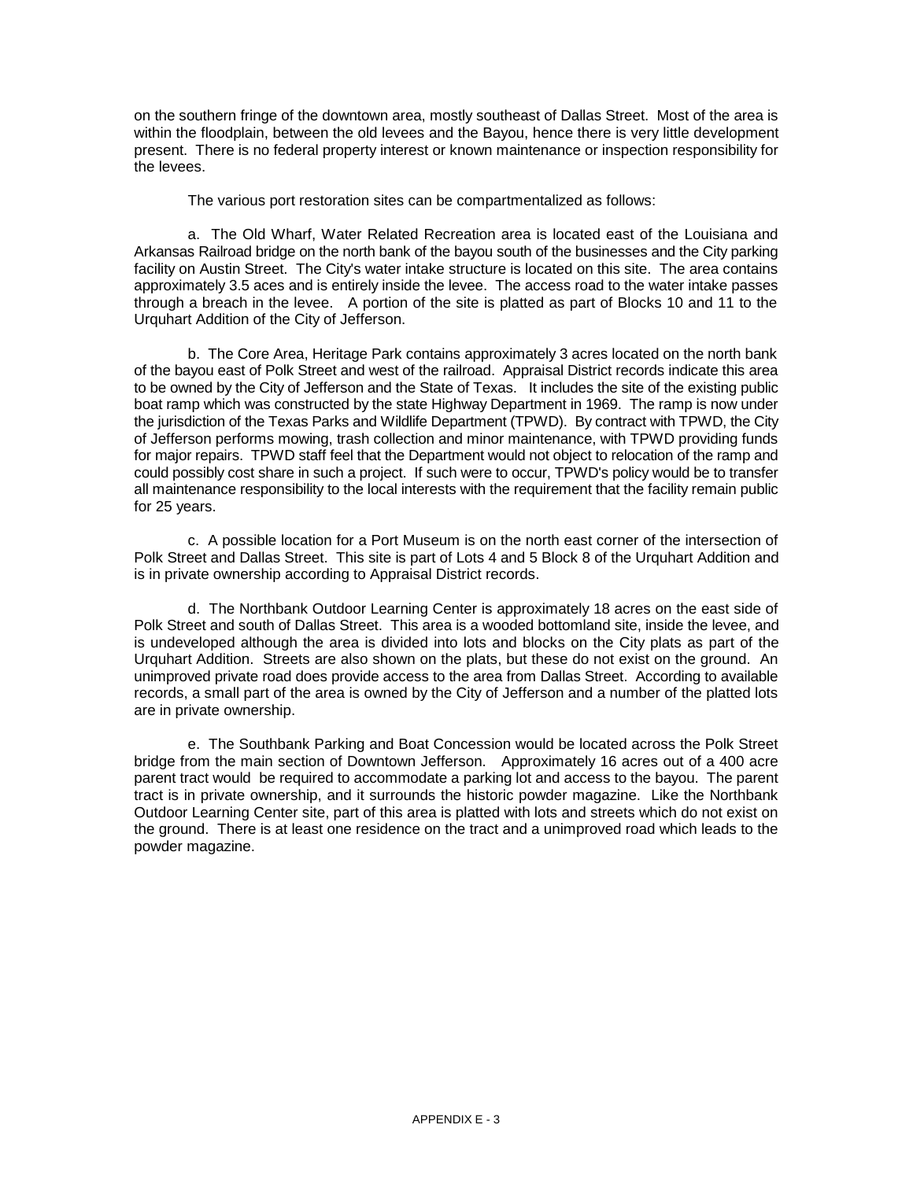on the southern fringe of the downtown area, mostly southeast of Dallas Street. Most of the area is within the floodplain, between the old levees and the Bayou, hence there is very little development present. There is no federal property interest or known maintenance or inspection responsibility for the levees.

The various port restoration sites can be compartmentalized as follows:

a. The Old Wharf, Water Related Recreation area is located east of the Louisiana and Arkansas Railroad bridge on the north bank of the bayou south of the businesses and the City parking facility on Austin Street. The City's water intake structure is located on this site. The area contains approximately 3.5 aces and is entirely inside the levee. The access road to the water intake passes through a breach in the levee. A portion of the site is platted as part of Blocks 10 and 11 to the Urquhart Addition of the City of Jefferson.

b. The Core Area, Heritage Park contains approximately 3 acres located on the north bank of the bayou east of Polk Street and west of the railroad. Appraisal District records indicate this area to be owned by the City of Jefferson and the State of Texas. It includes the site of the existing public boat ramp which was constructed by the state Highway Department in 1969. The ramp is now under the jurisdiction of the Texas Parks and Wildlife Department (TPWD). By contract with TPWD, the City of Jefferson performs mowing, trash collection and minor maintenance, with TPWD providing funds for major repairs. TPWD staff feel that the Department would not object to relocation of the ramp and could possibly cost share in such a project. If such were to occur, TPWD's policy would be to transfer all maintenance responsibility to the local interests with the requirement that the facility remain public for 25 years.

c. A possible location for a Port Museum is on the north east corner of the intersection of Polk Street and Dallas Street. This site is part of Lots 4 and 5 Block 8 of the Urquhart Addition and is in private ownership according to Appraisal District records.

d. The Northbank Outdoor Learning Center is approximately 18 acres on the east side of Polk Street and south of Dallas Street. This area is a wooded bottomland site, inside the levee, and is undeveloped although the area is divided into lots and blocks on the City plats as part of the Urquhart Addition. Streets are also shown on the plats, but these do not exist on the ground. An unimproved private road does provide access to the area from Dallas Street. According to available records, a small part of the area is owned by the City of Jefferson and a number of the platted lots are in private ownership.

e. The Southbank Parking and Boat Concession would be located across the Polk Street bridge from the main section of Downtown Jefferson. Approximately 16 acres out of a 400 acre parent tract would be required to accommodate a parking lot and access to the bayou. The parent tract is in private ownership, and it surrounds the historic powder magazine. Like the Northbank Outdoor Learning Center site, part of this area is platted with lots and streets which do not exist on the ground. There is at least one residence on the tract and a unimproved road which leads to the powder magazine.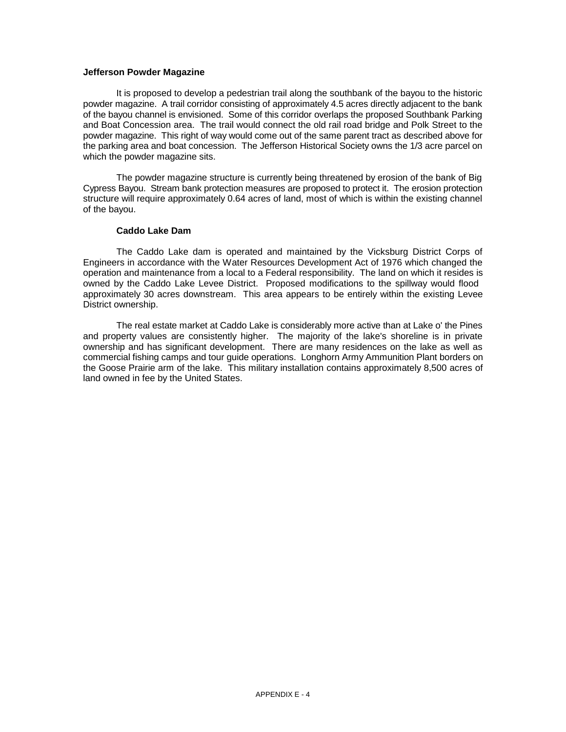**Jefferson Powder Magazine**

It is proposed to develop a pedestrian trail along the southbank of the bayou to the historic powder magazine. A trail corridor consisting of approximately 4.5 acres directly adjacent to the bank of the bayou channel is envisioned. Some of this corridor overlaps the proposed Southbank Parking and Boat Concession area. The trail would connect the old rail road bridge and Polk Street to the powder magazine. This right of way would come out of the same parent tract as described above for the parking area and boat concession. The Jefferson Historical Society owns the 1/3 acre parcel on which the powder magazine sits.

The powder magazine structure is currently being threatened by erosion of the bank of Big Cypress Bayou. Stream bank protection measures are proposed to protect it. The erosion protection structure will require approximately 0.64 acres of land, most of which is within the existing channel of the bayou.

**Caddo Lake Dam**

The Caddo Lake dam is operated and maintained by the Vicksburg District Corps of Engineers in accordance with the Water Resources Development Act of 1976 which changed the operation and maintenance from a local to a Federal responsibility. The land on which it resides is owned by the Caddo Lake Levee District. Proposed modifications to the spillway would flood approximately 30 acres downstream. This area appears to be entirely within the existing Levee District ownership.

The real estate market at Caddo Lake is considerably more active than at Lake o' the Pines and property values are consistently higher. The majority of the lake's shoreline is in private ownership and has significant development. There are many residences on the lake as well as commercial fishing camps and tour guide operations. Longhorn Army Ammunition Plant borders on the Goose Prairie arm of the lake. This military installation contains approximately 8,500 acres of land owned in fee by the United States.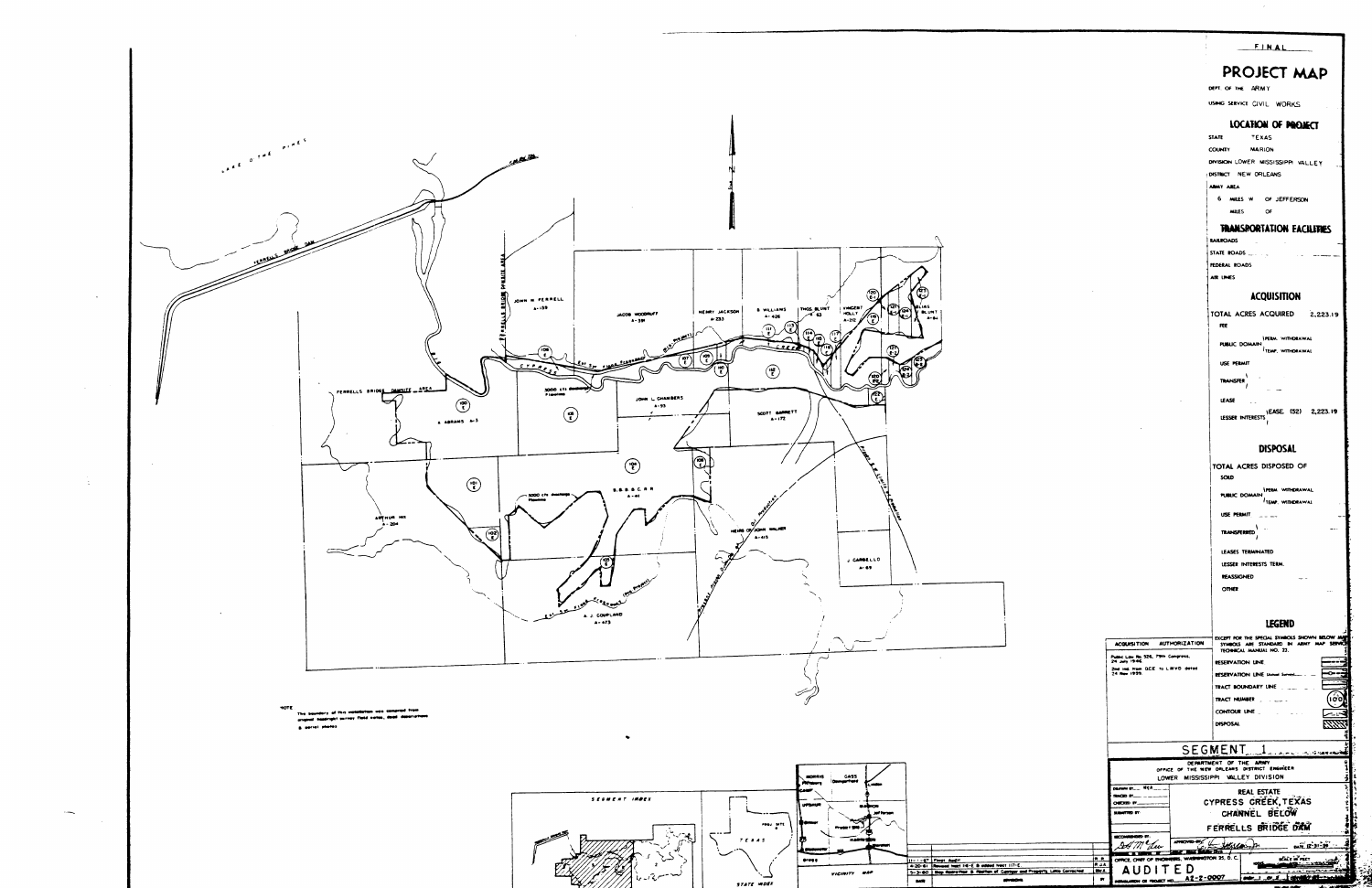FINAL

# PROJECT MAP

DEPT OF THE ARMY

USING SERVICE CIVIL WORKS

## LOCATION OF PROJECT

STATE TEXAS

COUNTY MARION

DIVISION LOWER MISSISSIPPI VALLEY

DISTRICT NEW ORLEANS

ARMY AREA

6 MILES W OF JEFFERSON

MILES OF

## TRANSPORTATION FACILITIES

RAILROADS

STATE ROADS

FEDERAL ROADS

AIR LINES

## ACQUISITION

TOTAL ACRES ACQUIRED 2,223.19

FEE

PUBLIC DOMAIN (PERM. WITHDRAWAL / TEMP. WITHDRAWAL)

USE PERMIT

TRANSFER

LEASE

LESSER INTERESTS (EASE. (52) 2,223.19

## DISPOSAL

TOTAL ACRES DISPOSED OF

SOLD

PUBLIC DOMAIN (PERM. WITHDRAWAL / TEMP. WITHDRAWAL)

USE PERMIT

TRANSFERRED

LEASES TERMINATED

LESSER INTERESTS TERM.

REASSIGNED

OTHER

## LEGEND

EXCEPT FOR THE SPECIAL SYMBOLS SHOWN BELOW ALL SYMBOLS ARE STANDARD IN ARMY MAP SERVICE TECHNICAL MANUAL NO. 22.

RESERVATION LINE

RESERVATION LINE (Actual Survey)

TRACT BOUNDARY LINE

TRACT NUMBER

CONTOUR LINE

DISPOSAL

ACQUISITION AUTHORIZATION

Public Law No. 526, 79th Congress, 24 July 1946

2nd Ind. from OCE to LMVD dated 24 Nov 1959.

NOTE

The boundary of this installation was compiled from original boundary survey field notes, deed descriptions & aerial photos

LAKE O' THE PINES

FERRELLS BRIDGE DAM

FERRELLS BRIDGE DAMSITE AREA

FERRELLS BRIDGE OPERATING AREA

JOHN M. FERRELL A-139

JACOB WOODRUFF A-391

HENRY JACKSON A-233

B. WILLIAMS A-426

THOS. BLUNT A-63

VINCENT HOLLY A-212

ELIAS BLUNT A-64

CYPRESS CREEK

Est. Std. Flood Encroachment (Bid. Project)

5000 cfs discharge Flowline

JOHN L. CHAMBERS A-93

SCOTT BARRETT A-172

A. ABRAMS A-3

S.B.B. & C.R.R. A-41

ARTHUR HIX A-204

HEIRS OF JOHN WALKER A-415

J. CARBELLO A-89

A. J. COUPLAND A-473

Tract numbers: 100, 101, 102, 103, 104, 105, 106, 107, 108, 109, 110, 111, 112, 113, 114, 115, 116, 117, 118, 119, 120, 121, 122, 123, 124, 125, 126, 127

SEGMENT INDEX

STATE INDEX

VICINITY MAP

| Date | Revisions |
|---|---|
| 11-1-67 | Final Audit |
| 4-20-61 | Revised tract 116-E & added tract 117-E |
| 5-3-60 | Map Redrafted & Position of Contour and Property Lines Corrected |

SEGMENT 1

DEPARTMENT OF THE ARMY
OFFICE OF THE NEW ORLEANS DISTRICT ENGINEER
LOWER MISSISSIPPI VALLEY DIVISION

REAL ESTATE
CYPRESS CREEK, TEXAS
CHANNEL BELOW
FERRELLS BRIDGE DAM

OFFICE, CHIEF OF ENGINEERS, WASHINGTON 25, D.C.

AUDITED

A2-2-0007

DATE 12-31-59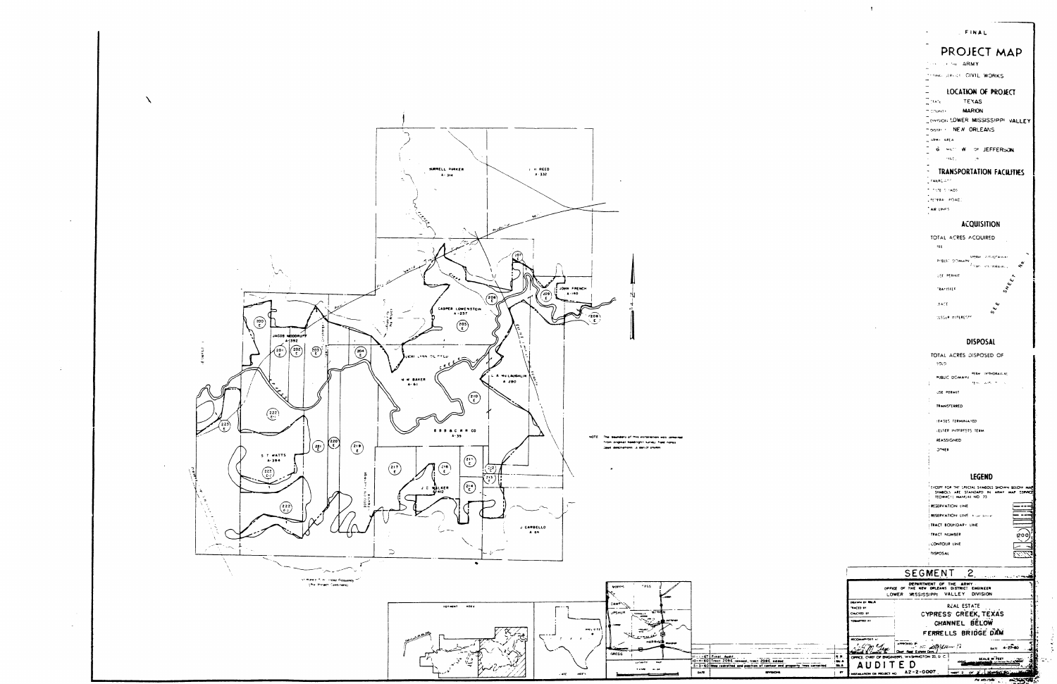FINAL

# PROJECT MAP

ARMY

CIVIL WORKS

## LOCATION OF PROJECT

STATE TEXAS

COUNTY MARION

DIVISION LOWER MISSISSIPPI VALLEY

DISTRICT NEW ORLEANS

6 MILES W OF JEFFERSON

## TRANSPORTATION FACILITIES

RAILROADS

STATE ROADS

FEDERAL ROADS

AIR LINES

## ACQUISITION

TOTAL ACRES ACQUIRED

FEE

PUBLIC DOMAIN

USE PERMIT

TRANSFER

LEASE

LESSER INTERESTS

SEE SHEET No. 1

## DISPOSAL

TOTAL ACRES DISPOSED OF

SOLD

PUBLIC DOMAIN

USE PERMIT

TRANSFERRED

LEASES TERMINATED

LESSER INTERESTS TERM.

REASSIGNED

OTHER

## LEGEND

EXCEPT FOR THE SPECIAL SYMBOLS SHOWN BELOW, MAP SYMBOLS ARE STANDARD IN ARMY MAP SERVICE TECHNICAL MANUAL NO. 23

RESERVATION LINE

TRACT BOUNDARY LINE

TRACT NUMBER (200)

CONTOUR LINE

DISPOSAL

NOTE: The boundary of this reservation was obtained from original field survey notes. Tract designations as shown.

SURRELL PARKER A-314

J. H. REED A-332

JOHN FRENCH A-160

CASPER LOWENSTEIN A-237

JACOB WOODRUFF A-392

VICKI LYNN OIL FIELD

W. W. BAKER A-61

L. A. McLAUGHLIN A-280

E.S.S. & C. R.R. CO. A-39

S. T. WATTS A-394

J. C. WALKER A-412

J. CARBELLO A-89

200 E, 201 E, 202 E, 203 E, 204 E, 205 E, 206 E, 207 E, 208 E, 209 E, 210 E, 212 E, 213 E, 214 E, 215 E, 216 E, 217 E, 219 E, 220 E, 221 E, 222 E, 222 E-1, 222 E-2, 223 E

CYPRESS CREEK

SEGMENT AREA

# SEGMENT 2

DEPARTMENT OF THE ARMY
OFFICE OF THE NEW ORLEANS DISTRICT ENGINEER
LOWER MISSISSIPPI VALLEY DIVISION

REAL ESTATE

CYPRESS CREEK, TEXAS

CHANNEL BELOW

FERRELLS BRIDGE DAM

| Date | Revisions | By |
|---|---|---|
| | Final Audit | |
| 10-4-60 | Tract 209E revised, tract 208E added | |
| 5-3-60 | Map corrected and position of contour and property lines corrected | |

DATE 4-27-60

AUDITED

A2-2-0007